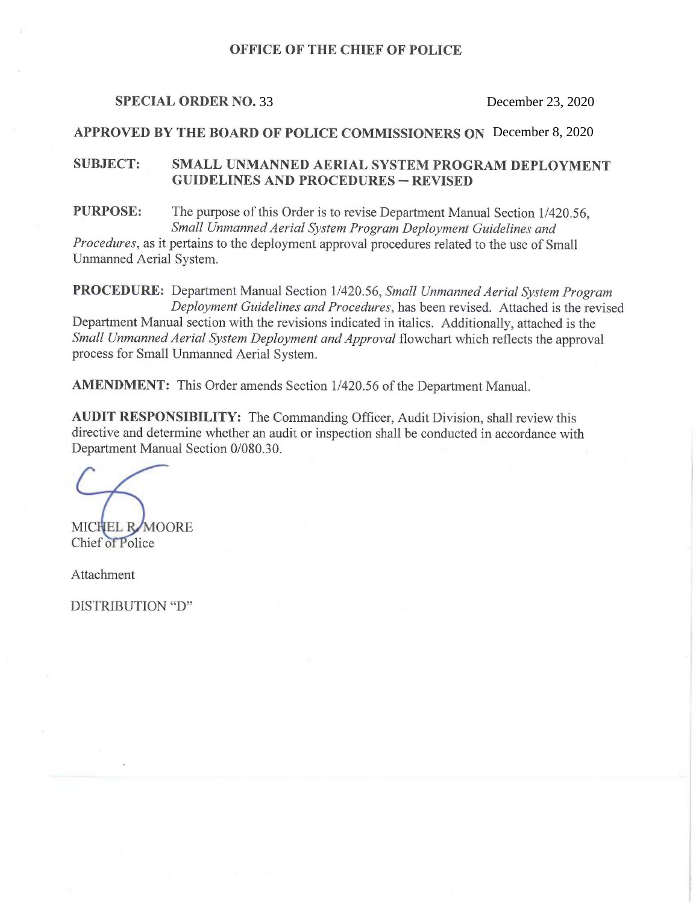# OFFICE OF THE CHIEF OF POLICE

**SPECIAL ORDER NO.** 33 December 23, 2020

**APPROVED BY THE BOARD OF POLICE COMMISSIONERS ON** December 8, 2020

**SUBJECT:** **SMALL UNMANNED AERIAL SYSTEM PROGRAM DEPLOYMENT GUIDELINES AND PROCEDURES – REVISED**

**PURPOSE:** The purpose of this Order is to revise Department Manual Section 1/420.56, *Small Unmanned Aerial System Program Deployment Guidelines and Procedures*, as it pertains to the deployment approval procedures related to the use of Small Unmanned Aerial System.

**PROCEDURE:** Department Manual Section 1/420.56, *Small Unmanned Aerial System Program Deployment Guidelines and Procedures*, has been revised. Attached is the revised Department Manual section with the revisions indicated in italics. Additionally, attached is the *Small Unmanned Aerial System Deployment and Approval* flowchart which reflects the approval process for Small Unmanned Aerial System.

**AMENDMENT:** This Order amends Section 1/420.56 of the Department Manual.

**AUDIT RESPONSIBILITY:** The Commanding Officer, Audit Division, shall review this directive and determine whether an audit or inspection shall be conducted in accordance with Department Manual Section 0/080.30.

MICHEL R. MOORE
Chief of Police

Attachment

DISTRIBUTION "D"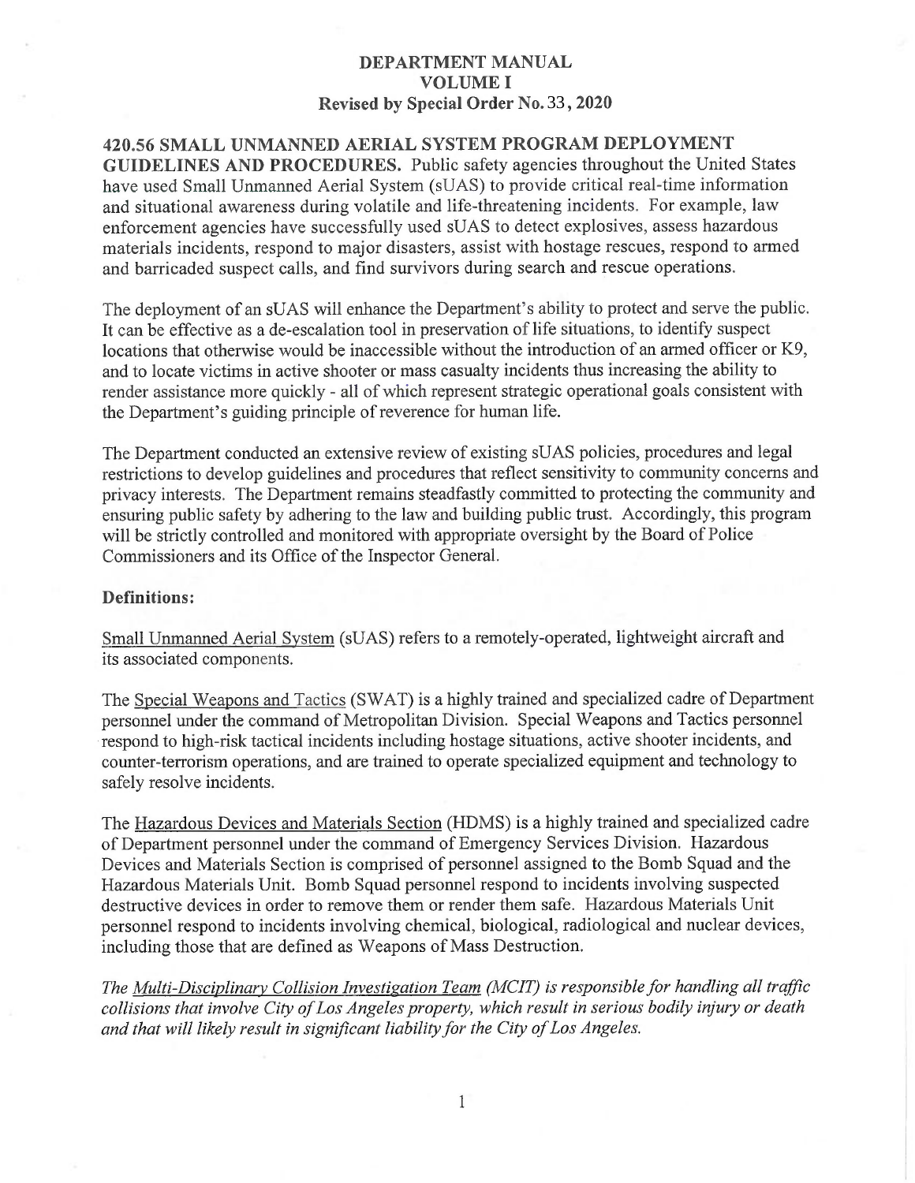**DEPARTMENT MANUAL**
**VOLUME I**
**Revised by Special Order No. 33, 2020**

## 420.56 SMALL UNMANNED AERIAL SYSTEM PROGRAM DEPLOYMENT GUIDELINES AND PROCEDURES.

**420.56 SMALL UNMANNED AERIAL SYSTEM PROGRAM DEPLOYMENT GUIDELINES AND PROCEDURES.** Public safety agencies throughout the United States have used Small Unmanned Aerial System (sUAS) to provide critical real-time information and situational awareness during volatile and life-threatening incidents. For example, law enforcement agencies have successfully used sUAS to detect explosives, assess hazardous materials incidents, respond to major disasters, assist with hostage rescues, respond to armed and barricaded suspect calls, and find survivors during search and rescue operations.

The deployment of an sUAS will enhance the Department's ability to protect and serve the public. It can be effective as a de-escalation tool in preservation of life situations, to identify suspect locations that otherwise would be inaccessible without the introduction of an armed officer or K9, and to locate victims in active shooter or mass casualty incidents thus increasing the ability to render assistance more quickly - all of which represent strategic operational goals consistent with the Department's guiding principle of reverence for human life.

The Department conducted an extensive review of existing sUAS policies, procedures and legal restrictions to develop guidelines and procedures that reflect sensitivity to community concerns and privacy interests. The Department remains steadfastly committed to protecting the community and ensuring public safety by adhering to the law and building public trust. Accordingly, this program will be strictly controlled and monitored with appropriate oversight by the Board of Police Commissioners and its Office of the Inspector General.

**Definitions:**

Small Unmanned Aerial System (sUAS) refers to a remotely-operated, lightweight aircraft and its associated components.

The Special Weapons and Tactics (SWAT) is a highly trained and specialized cadre of Department personnel under the command of Metropolitan Division. Special Weapons and Tactics personnel respond to high-risk tactical incidents including hostage situations, active shooter incidents, and counter-terrorism operations, and are trained to operate specialized equipment and technology to safely resolve incidents.

The Hazardous Devices and Materials Section (HDMS) is a highly trained and specialized cadre of Department personnel under the command of Emergency Services Division. Hazardous Devices and Materials Section is comprised of personnel assigned to the Bomb Squad and the Hazardous Materials Unit. Bomb Squad personnel respond to incidents involving suspected destructive devices in order to remove them or render them safe. Hazardous Materials Unit personnel respond to incidents involving chemical, biological, radiological and nuclear devices, including those that are defined as Weapons of Mass Destruction.

*The Multi-Disciplinary Collision Investigation Team (MCIT) is responsible for handling all traffic collisions that involve City of Los Angeles property, which result in serious bodily injury or death and that will likely result in significant liability for the City of Los Angeles.*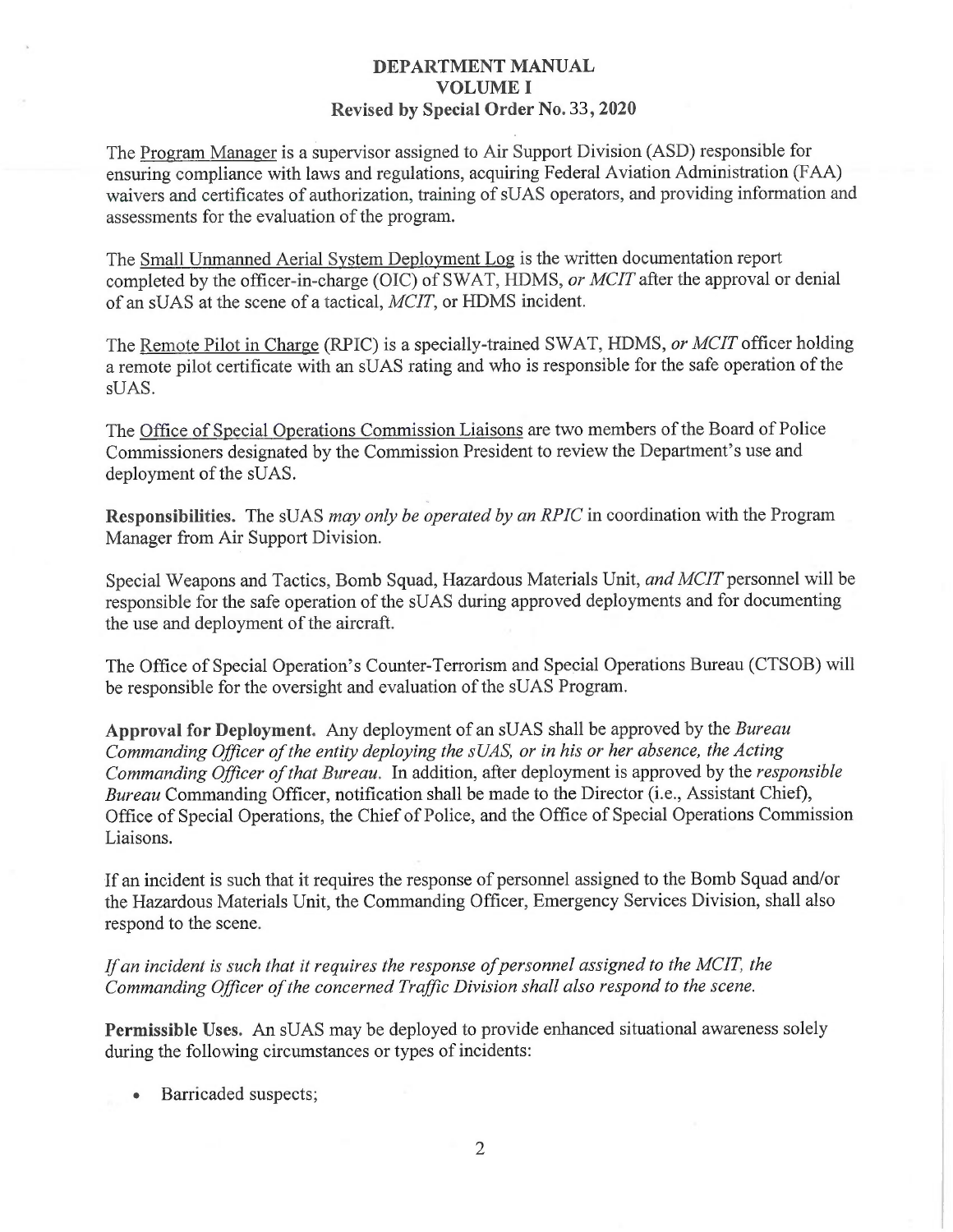**DEPARTMENT MANUAL**
**VOLUME I**
**Revised by Special Order No. 33, 2020**

The Program Manager is a supervisor assigned to Air Support Division (ASD) responsible for ensuring compliance with laws and regulations, acquiring Federal Aviation Administration (FAA) waivers and certificates of authorization, training of sUAS operators, and providing information and assessments for the evaluation of the program.

The Small Unmanned Aerial System Deployment Log is the written documentation report completed by the officer-in-charge (OIC) of SWAT, HDMS, *or MCIT* after the approval or denial of an sUAS at the scene of a tactical, *MCIT*, or HDMS incident.

The Remote Pilot in Charge (RPIC) is a specially-trained SWAT, HDMS, *or MCIT* officer holding a remote pilot certificate with an sUAS rating and who is responsible for the safe operation of the sUAS.

The Office of Special Operations Commission Liaisons are two members of the Board of Police Commissioners designated by the Commission President to review the Department's use and deployment of the sUAS.

**Responsibilities.** The sUAS *may only be operated by an RPIC* in coordination with the Program Manager from Air Support Division.

Special Weapons and Tactics, Bomb Squad, Hazardous Materials Unit, *and MCIT* personnel will be responsible for the safe operation of the sUAS during approved deployments and for documenting the use and deployment of the aircraft.

The Office of Special Operation's Counter-Terrorism and Special Operations Bureau (CTSOB) will be responsible for the oversight and evaluation of the sUAS Program.

**Approval for Deployment.** Any deployment of an sUAS shall be approved by the *Bureau Commanding Officer of the entity deploying the sUAS, or in his or her absence, the Acting Commanding Officer of that Bureau.* In addition, after deployment is approved by the *responsible Bureau* Commanding Officer, notification shall be made to the Director (i.e., Assistant Chief), Office of Special Operations, the Chief of Police, and the Office of Special Operations Commission Liaisons.

If an incident is such that it requires the response of personnel assigned to the Bomb Squad and/or the Hazardous Materials Unit, the Commanding Officer, Emergency Services Division, shall also respond to the scene.

*If an incident is such that it requires the response of personnel assigned to the MCIT, the Commanding Officer of the concerned Traffic Division shall also respond to the scene.*

**Permissible Uses.** An sUAS may be deployed to provide enhanced situational awareness solely during the following circumstances or types of incidents:

- Barricaded suspects;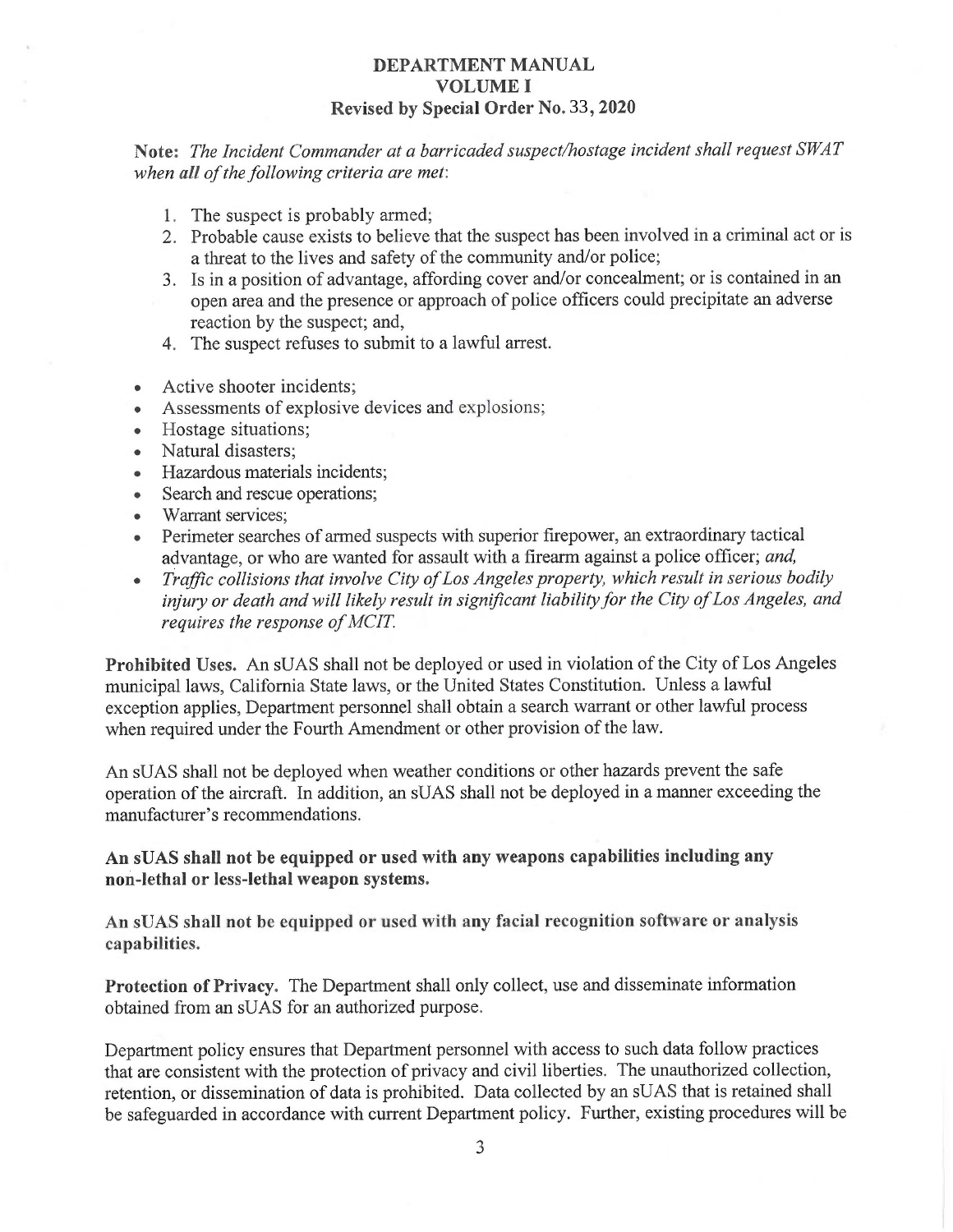**DEPARTMENT MANUAL**
**VOLUME I**
**Revised by Special Order No. 33, 2020**

**Note:** *The Incident Commander at a barricaded suspect/hostage incident shall request SWAT when **all** of the following criteria are met:*

1. The suspect is probably armed;
2. Probable cause exists to believe that the suspect has been involved in a criminal act or is a threat to the lives and safety of the community and/or police;
3. Is in a position of advantage, affording cover and/or concealment; or is contained in an open area and the presence or approach of police officers could precipitate an adverse reaction by the suspect; and,
4. The suspect refuses to submit to a lawful arrest.

- Active shooter incidents;
- Assessments of explosive devices and explosions;
- Hostage situations;
- Natural disasters;
- Hazardous materials incidents;
- Search and rescue operations;
- Warrant services;
- Perimeter searches of armed suspects with superior firepower, an extraordinary tactical advantage, or who are wanted for assault with a firearm against a police officer; *and,*
- *Traffic collisions that involve City of Los Angeles property, which result in serious bodily injury or death and will likely result in significant liability for the City of Los Angeles, and requires the response of MCIT.*

**Prohibited Uses.** An sUAS shall not be deployed or used in violation of the City of Los Angeles municipal laws, California State laws, or the United States Constitution. Unless a lawful exception applies, Department personnel shall obtain a search warrant or other lawful process when required under the Fourth Amendment or other provision of the law.

An sUAS shall not be deployed when weather conditions or other hazards prevent the safe operation of the aircraft. In addition, an sUAS shall not be deployed in a manner exceeding the manufacturer's recommendations.

**An sUAS shall not be equipped or used with any weapons capabilities including any non-lethal or less-lethal weapon systems.**

**An sUAS shall not be equipped or used with any facial recognition software or analysis capabilities.**

**Protection of Privacy.** The Department shall only collect, use and disseminate information obtained from an sUAS for an authorized purpose.

Department policy ensures that Department personnel with access to such data follow practices that are consistent with the protection of privacy and civil liberties. The unauthorized collection, retention, or dissemination of data is prohibited. Data collected by an sUAS that is retained shall be safeguarded in accordance with current Department policy. Further, existing procedures will be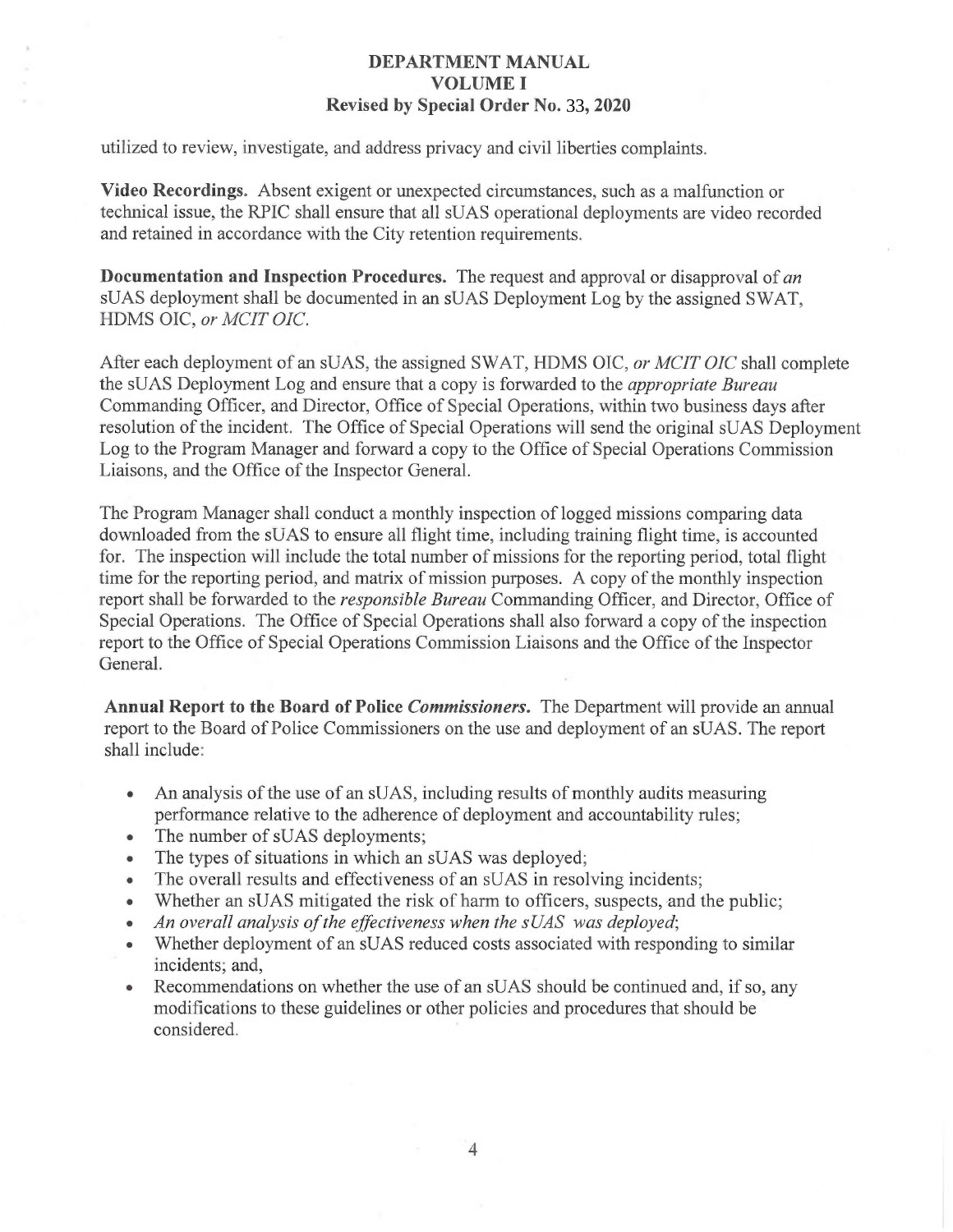utilized to review, investigate, and address privacy and civil liberties complaints.

**Video Recordings.** Absent exigent or unexpected circumstances, such as a malfunction or technical issue, the RPIC shall ensure that all sUAS operational deployments are video recorded and retained in accordance with the City retention requirements.

**Documentation and Inspection Procedures.** The request and approval or disapproval of *an* sUAS deployment shall be documented in an sUAS Deployment Log by the assigned SWAT, HDMS OIC, *or MCIT OIC*.

After each deployment of an sUAS, the assigned SWAT, HDMS OIC, *or MCIT OIC* shall complete the sUAS Deployment Log and ensure that a copy is forwarded to the *appropriate Bureau* Commanding Officer, and Director, Office of Special Operations, within two business days after resolution of the incident. The Office of Special Operations will send the original sUAS Deployment Log to the Program Manager and forward a copy to the Office of Special Operations Commission Liaisons, and the Office of the Inspector General.

The Program Manager shall conduct a monthly inspection of logged missions comparing data downloaded from the sUAS to ensure all flight time, including training flight time, is accounted for. The inspection will include the total number of missions for the reporting period, total flight time for the reporting period, and matrix of mission purposes. A copy of the monthly inspection report shall be forwarded to the *responsible Bureau* Commanding Officer, and Director, Office of Special Operations. The Office of Special Operations shall also forward a copy of the inspection report to the Office of Special Operations Commission Liaisons and the Office of the Inspector General.

**Annual Report to the Board of Police *Commissioners*.** The Department will provide an annual report to the Board of Police Commissioners on the use and deployment of an sUAS. The report shall include:

- An analysis of the use of an sUAS, including results of monthly audits measuring performance relative to the adherence of deployment and accountability rules;
- The number of sUAS deployments;
- The types of situations in which an sUAS was deployed;
- The overall results and effectiveness of an sUAS in resolving incidents;
- Whether an sUAS mitigated the risk of harm to officers, suspects, and the public;
- *An overall analysis of the effectiveness when the sUAS was deployed*;
- Whether deployment of an sUAS reduced costs associated with responding to similar incidents; and,
- Recommendations on whether the use of an sUAS should be continued and, if so, any modifications to these guidelines or other policies and procedures that should be considered.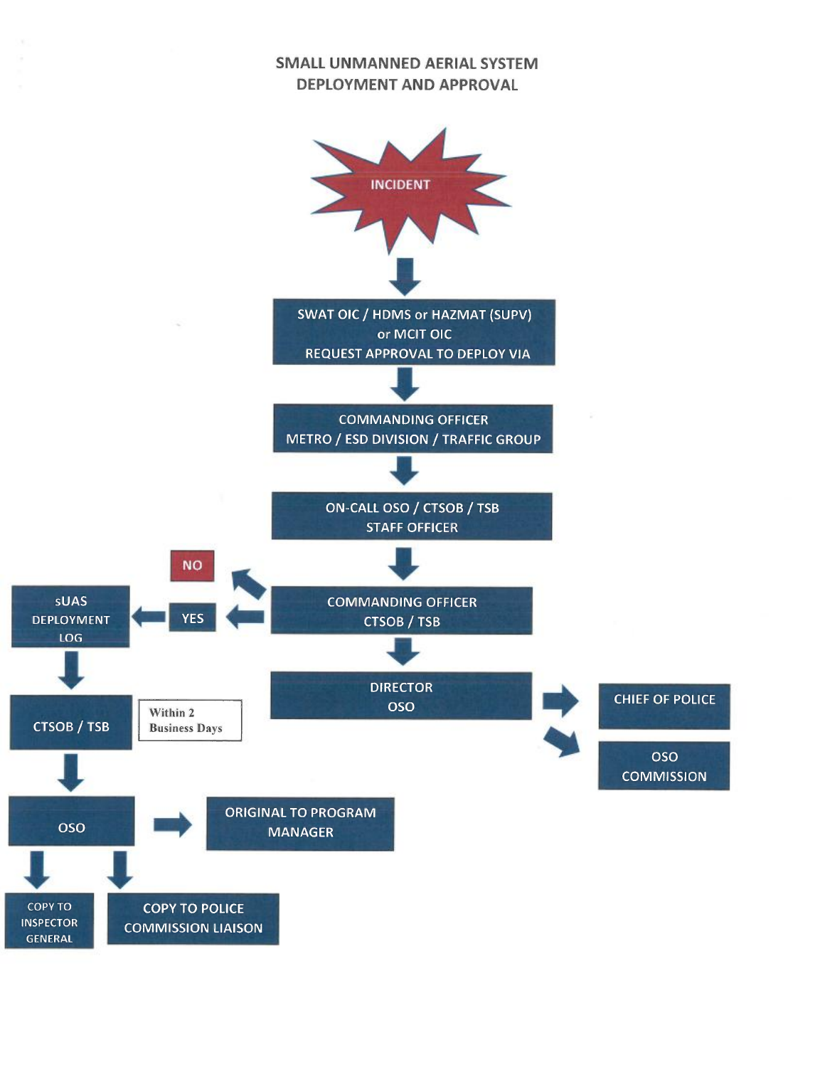# SMALL UNMANNED AERIAL SYSTEM DEPLOYMENT AND APPROVAL

INCIDENT

SWAT OIC / HDMS or HAZMAT (SUPV) or MCIT OIC REQUEST APPROVAL TO DEPLOY VIA

COMMANDING OFFICER METRO / ESD DIVISION / TRAFFIC GROUP

ON-CALL OSO / CTSOB / TSB STAFF OFFICER

COMMANDING OFFICER CTSOB / TSB

NO

YES

sUAS DEPLOYMENT LOG

CTSOB / TSB

Within 2 Business Days

OSO

ORIGINAL TO PROGRAM MANAGER

COPY TO INSPECTOR GENERAL

COPY TO POLICE COMMISSION LIAISON

DIRECTOR OSO

CHIEF OF POLICE

OSO COMMISSION